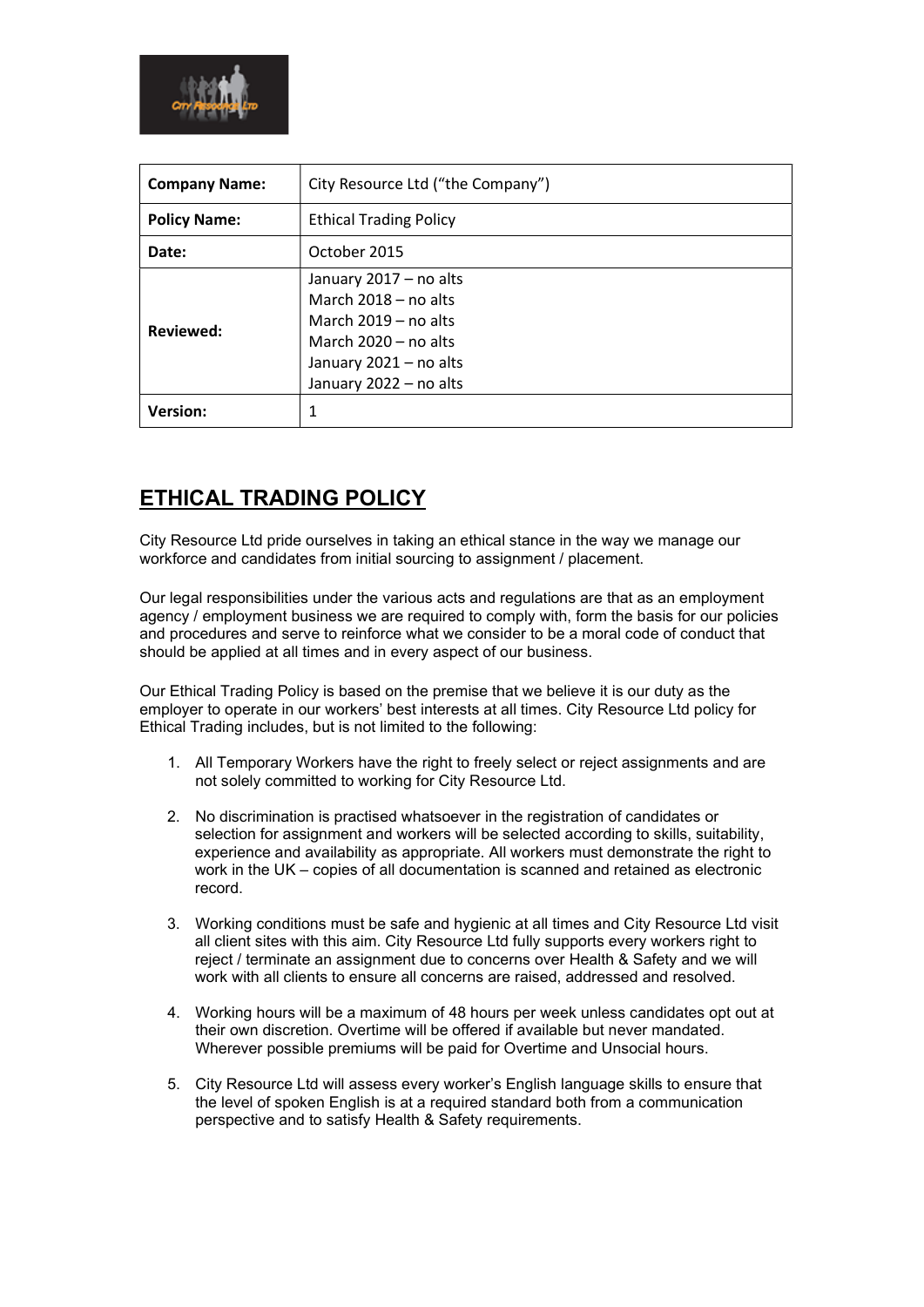| **Company Name:** | City Resource Ltd ("the Company") |
|---|---|
| **Policy Name:** | Ethical Trading Policy |
| **Date:** | October 2015 |
| **Reviewed:** | January 2017 – no alts<br>March 2018 – no alts<br>March 2019 – no alts<br>March 2020 – no alts<br>January 2021 – no alts<br>January 2022 – no alts |
| **Version:** | 1 |

# ETHICAL TRADING POLICY

City Resource Ltd pride ourselves in taking an ethical stance in the way we manage our workforce and candidates from initial sourcing to assignment / placement.

Our legal responsibilities under the various acts and regulations are that as an employment agency / employment business we are required to comply with, form the basis for our policies and procedures and serve to reinforce what we consider to be a moral code of conduct that should be applied at all times and in every aspect of our business.

Our Ethical Trading Policy is based on the premise that we believe it is our duty as the employer to operate in our workers' best interests at all times. City Resource Ltd policy for Ethical Trading includes, but is not limited to the following:

1. All Temporary Workers have the right to freely select or reject assignments and are not solely committed to working for City Resource Ltd.

2. No discrimination is practised whatsoever in the registration of candidates or selection for assignment and workers will be selected according to skills, suitability, experience and availability as appropriate. All workers must demonstrate the right to work in the UK – copies of all documentation is scanned and retained as electronic record.

3. Working conditions must be safe and hygienic at all times and City Resource Ltd visit all client sites with this aim. City Resource Ltd fully supports every workers right to reject / terminate an assignment due to concerns over Health & Safety and we will work with all clients to ensure all concerns are raised, addressed and resolved.

4. Working hours will be a maximum of 48 hours per week unless candidates opt out at their own discretion. Overtime will be offered if available but never mandated. Wherever possible premiums will be paid for Overtime and Unsocial hours.

5. City Resource Ltd will assess every worker's English language skills to ensure that the level of spoken English is at a required standard both from a communication perspective and to satisfy Health & Safety requirements.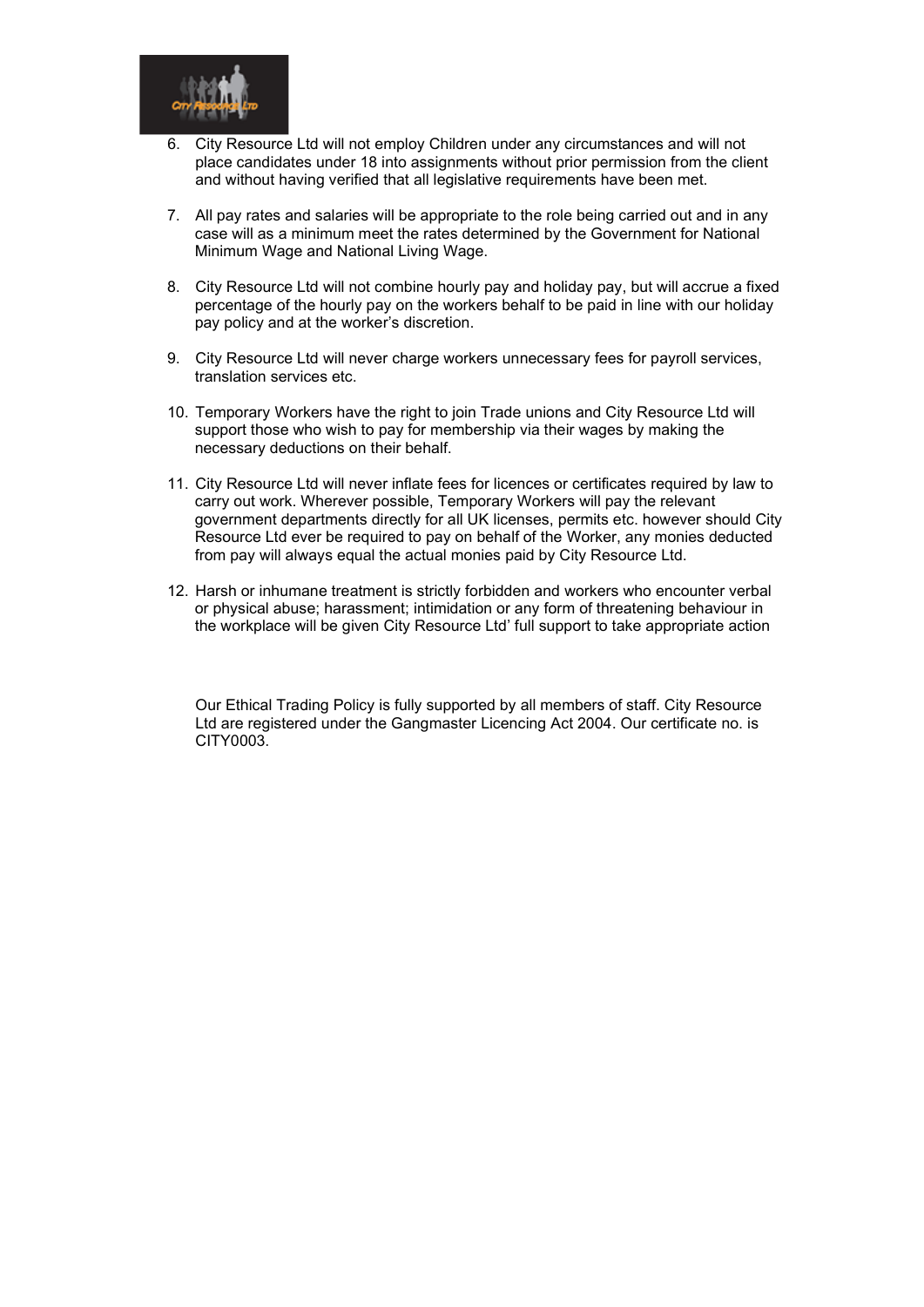6. City Resource Ltd will not employ Children under any circumstances and will not place candidates under 18 into assignments without prior permission from the client and without having verified that all legislative requirements have been met.

7. All pay rates and salaries will be appropriate to the role being carried out and in any case will as a minimum meet the rates determined by the Government for National Minimum Wage and National Living Wage.

8. City Resource Ltd will not combine hourly pay and holiday pay, but will accrue a fixed percentage of the hourly pay on the workers behalf to be paid in line with our holiday pay policy and at the worker's discretion.

9. City Resource Ltd will never charge workers unnecessary fees for payroll services, translation services etc.

10. Temporary Workers have the right to join Trade unions and City Resource Ltd will support those who wish to pay for membership via their wages by making the necessary deductions on their behalf.

11. City Resource Ltd will never inflate fees for licences or certificates required by law to carry out work. Wherever possible, Temporary Workers will pay the relevant government departments directly for all UK licenses, permits etc. however should City Resource Ltd ever be required to pay on behalf of the Worker, any monies deducted from pay will always equal the actual monies paid by City Resource Ltd.

12. Harsh or inhumane treatment is strictly forbidden and workers who encounter verbal or physical abuse; harassment; intimidation or any form of threatening behaviour in the workplace will be given City Resource Ltd' full support to take appropriate action

Our Ethical Trading Policy is fully supported by all members of staff. City Resource Ltd are registered under the Gangmaster Licencing Act 2004. Our certificate no. is CITY0003.